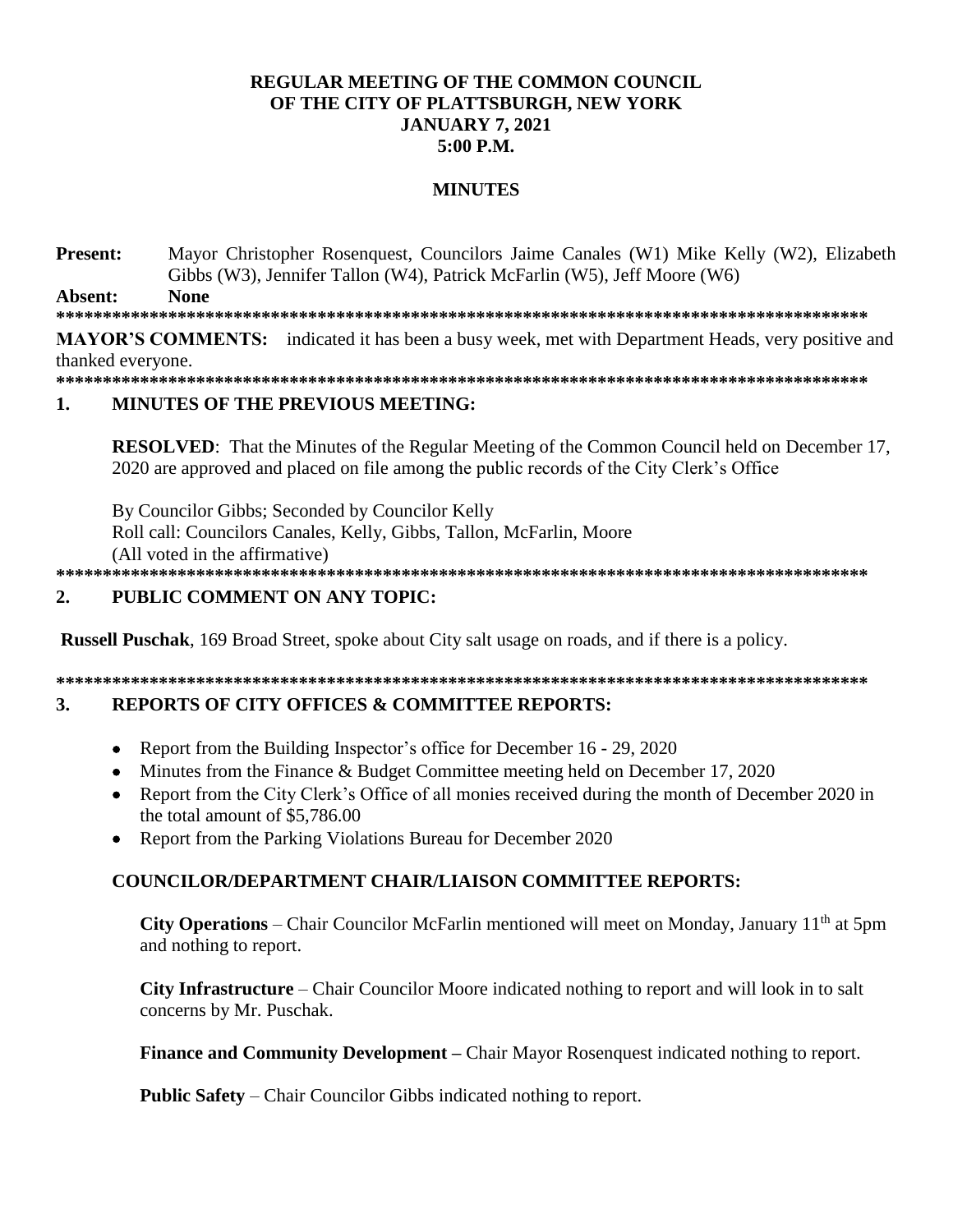# REGULAR MEETING OF THE COMMON COUNCIL OF THE CITY OF PLATTSBURGH, NEW YORK JANUARY 7, 2021 5:00 P.M.

## MINUTES

**Present:** Mayor Christopher Rosenquest, Councilors Jaime Canales (W1) Mike Kelly (W2), Elizabeth Gibbs (W3), Jennifer Tallon (W4), Patrick McFarlin (W5), Jeff Moore (W6)

**Absent:** **None**

\*\*\*\*\*\*\*\*\*\*\*\*\*\*\*\*\*\*\*\*\*\*\*\*\*\*\*\*\*\*\*\*\*\*\*\*\*\*\*\*\*\*\*\*\*\*\*\*\*\*\*\*\*\*\*\*\*\*\*\*\*\*\*\*\*\*\*\*\*\*\*\*\*\*\*\*\*\*\*\*\*\*\*\*\*\*

**MAYOR'S COMMENTS:** indicated it has been a busy week, met with Department Heads, very positive and thanked everyone.

\*\*\*\*\*\*\*\*\*\*\*\*\*\*\*\*\*\*\*\*\*\*\*\*\*\*\*\*\*\*\*\*\*\*\*\*\*\*\*\*\*\*\*\*\*\*\*\*\*\*\*\*\*\*\*\*\*\*\*\*\*\*\*\*\*\*\*\*\*\*\*\*\*\*\*\*\*\*\*\*\*\*\*\*\*\*

## 1. MINUTES OF THE PREVIOUS MEETING:

**RESOLVED**: That the Minutes of the Regular Meeting of the Common Council held on December 17, 2020 are approved and placed on file among the public records of the City Clerk's Office

By Councilor Gibbs; Seconded by Councilor Kelly
Roll call: Councilors Canales, Kelly, Gibbs, Tallon, McFarlin, Moore
(All voted in the affirmative)

\*\*\*\*\*\*\*\*\*\*\*\*\*\*\*\*\*\*\*\*\*\*\*\*\*\*\*\*\*\*\*\*\*\*\*\*\*\*\*\*\*\*\*\*\*\*\*\*\*\*\*\*\*\*\*\*\*\*\*\*\*\*\*\*\*\*\*\*\*\*\*\*\*\*\*\*\*\*\*\*\*\*\*\*\*\*

## 2. PUBLIC COMMENT ON ANY TOPIC:

**Russell Puschak**, 169 Broad Street, spoke about City salt usage on roads, and if there is a policy.

\*\*\*\*\*\*\*\*\*\*\*\*\*\*\*\*\*\*\*\*\*\*\*\*\*\*\*\*\*\*\*\*\*\*\*\*\*\*\*\*\*\*\*\*\*\*\*\*\*\*\*\*\*\*\*\*\*\*\*\*\*\*\*\*\*\*\*\*\*\*\*\*\*\*\*\*\*\*\*\*\*\*\*\*\*\*

## 3. REPORTS OF CITY OFFICES & COMMITTEE REPORTS:

- Report from the Building Inspector's office for December 16 - 29, 2020
- Minutes from the Finance & Budget Committee meeting held on December 17, 2020
- Report from the City Clerk's Office of all monies received during the month of December 2020 in the total amount of $5,786.00
- Report from the Parking Violations Bureau for December 2020

### COUNCILOR/DEPARTMENT CHAIR/LIAISON COMMITTEE REPORTS:

**City Operations** – Chair Councilor McFarlin mentioned will meet on Monday, January 11th at 5pm and nothing to report.

**City Infrastructure** – Chair Councilor Moore indicated nothing to report and will look in to salt concerns by Mr. Puschak.

**Finance and Community Development –** Chair Mayor Rosenquest indicated nothing to report.

**Public Safety** – Chair Councilor Gibbs indicated nothing to report.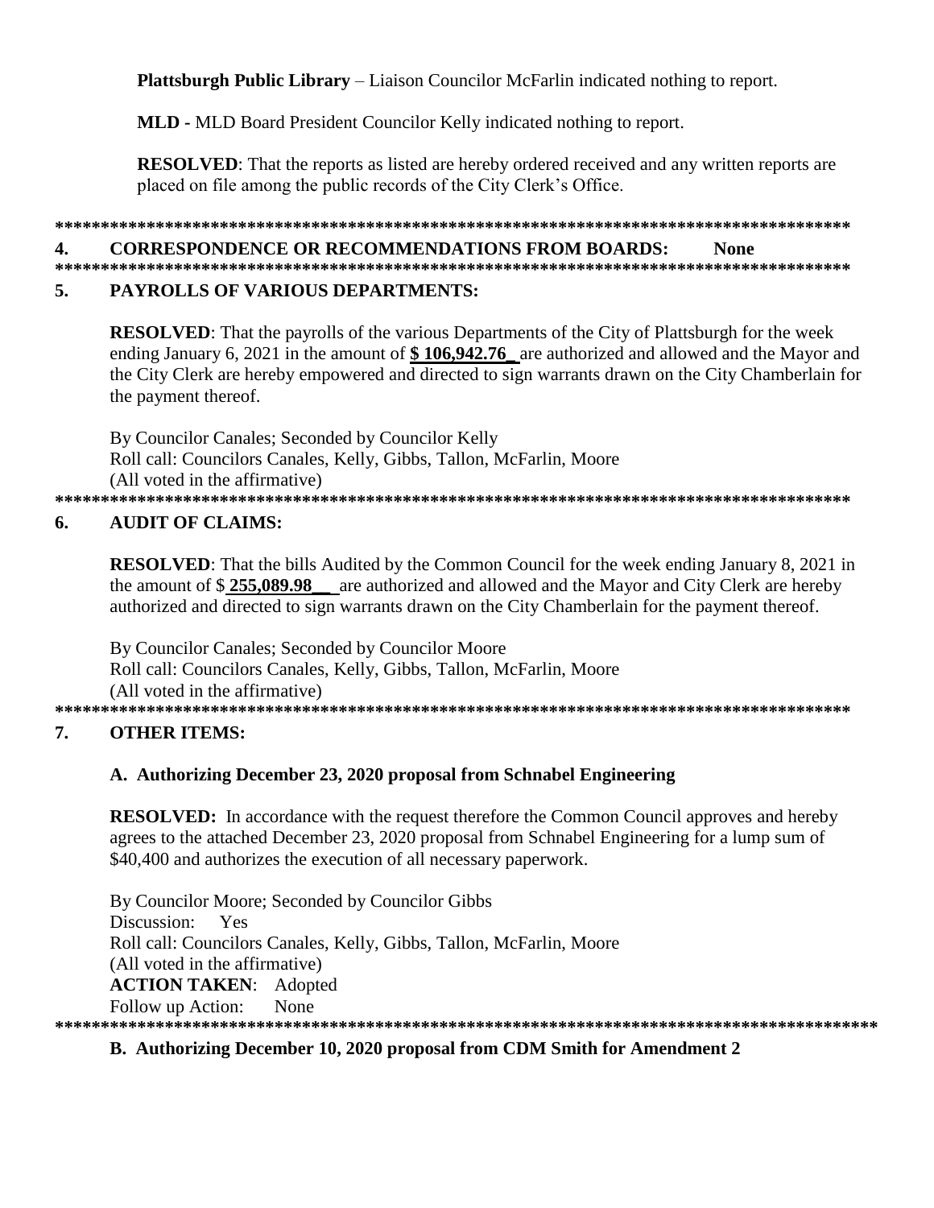**Plattsburgh Public Library** – Liaison Councilor McFarlin indicated nothing to report.

**MLD -** MLD Board President Councilor Kelly indicated nothing to report.

**RESOLVED**: That the reports as listed are hereby ordered received and any written reports are placed on file among the public records of the City Clerk's Office.

*******************************************************************************************

## 4. CORRESPONDENCE OR RECOMMENDATIONS FROM BOARDS: None

*******************************************************************************************

## 5. PAYROLLS OF VARIOUS DEPARTMENTS:

**RESOLVED**: That the payrolls of the various Departments of the City of Plattsburgh for the week ending January 6, 2021 in the amount of **$ 106,942.76_** are authorized and allowed and the Mayor and the City Clerk are hereby empowered and directed to sign warrants drawn on the City Chamberlain for the payment thereof.

By Councilor Canales; Seconded by Councilor Kelly
Roll call: Councilors Canales, Kelly, Gibbs, Tallon, McFarlin, Moore
(All voted in the affirmative)

*******************************************************************************************

## 6. AUDIT OF CLAIMS:

**RESOLVED**: That the bills Audited by the Common Council for the week ending January 8, 2021 in the amount of $ **255,089.98__** are authorized and allowed and the Mayor and City Clerk are hereby authorized and directed to sign warrants drawn on the City Chamberlain for the payment thereof.

By Councilor Canales; Seconded by Councilor Moore
Roll call: Councilors Canales, Kelly, Gibbs, Tallon, McFarlin, Moore
(All voted in the affirmative)

*******************************************************************************************

## 7. OTHER ITEMS:

### A. Authorizing December 23, 2020 proposal from Schnabel Engineering

**RESOLVED:** In accordance with the request therefore the Common Council approves and hereby agrees to the attached December 23, 2020 proposal from Schnabel Engineering for a lump sum of $40,400 and authorizes the execution of all necessary paperwork.

By Councilor Moore; Seconded by Councilor Gibbs
Discussion: Yes
Roll call: Councilors Canales, Kelly, Gibbs, Tallon, McFarlin, Moore
(All voted in the affirmative)
**ACTION TAKEN**: Adopted
Follow up Action: None

*******************************************************************************************

### B. Authorizing December 10, 2020 proposal from CDM Smith for Amendment 2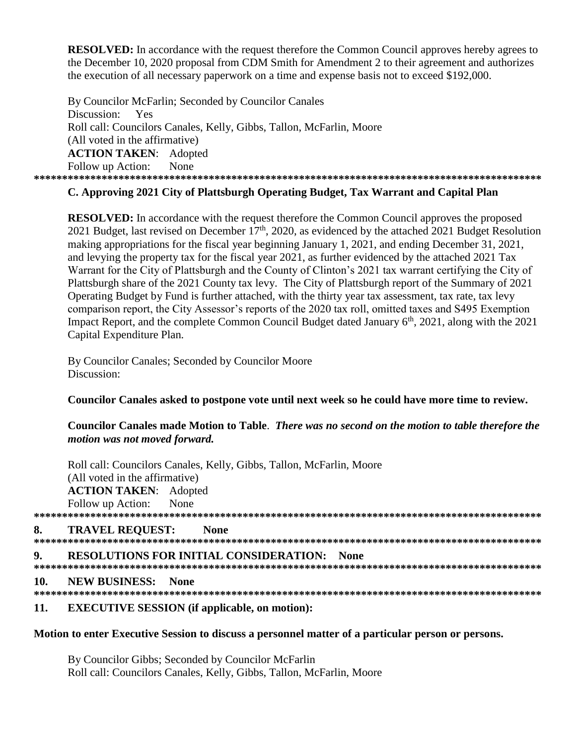**RESOLVED:** In accordance with the request therefore the Common Council approves hereby agrees to the December 10, 2020 proposal from CDM Smith for Amendment 2 to their agreement and authorizes the execution of all necessary paperwork on a time and expense basis not to exceed $192,000.

By Councilor McFarlin; Seconded by Councilor Canales
Discussion: Yes
Roll call: Councilors Canales, Kelly, Gibbs, Tallon, McFarlin, Moore
(All voted in the affirmative)
**ACTION TAKEN**: Adopted
Follow up Action: None

******************************************************************************************

**C. Approving 2021 City of Plattsburgh Operating Budget, Tax Warrant and Capital Plan**

**RESOLVED:** In accordance with the request therefore the Common Council approves the proposed 2021 Budget, last revised on December 17th, 2020, as evidenced by the attached 2021 Budget Resolution making appropriations for the fiscal year beginning January 1, 2021, and ending December 31, 2021, and levying the property tax for the fiscal year 2021, as further evidenced by the attached 2021 Tax Warrant for the City of Plattsburgh and the County of Clinton's 2021 tax warrant certifying the City of Plattsburgh share of the 2021 County tax levy. The City of Plattsburgh report of the Summary of 2021 Operating Budget by Fund is further attached, with the thirty year tax assessment, tax rate, tax levy comparison report, the City Assessor's reports of the 2020 tax roll, omitted taxes and S495 Exemption Impact Report, and the complete Common Council Budget dated January 6th, 2021, along with the 2021 Capital Expenditure Plan.

By Councilor Canales; Seconded by Councilor Moore
Discussion:

**Councilor Canales asked to postpone vote until next week so he could have more time to review.**

**Councilor Canales made Motion to Table**. ***There was no second on the motion to table therefore the motion was not moved forward.***

Roll call: Councilors Canales, Kelly, Gibbs, Tallon, McFarlin, Moore
(All voted in the affirmative)
**ACTION TAKEN**: Adopted
Follow up Action: None

******************************************************************************************

**8. TRAVEL REQUEST: None**

******************************************************************************************

**9. RESOLUTIONS FOR INITIAL CONSIDERATION: None**

******************************************************************************************

**10. NEW BUSINESS: None**

******************************************************************************************

**11. EXECUTIVE SESSION (if applicable, on motion):**

**Motion to enter Executive Session to discuss a personnel matter of a particular person or persons.**

By Councilor Gibbs; Seconded by Councilor McFarlin
Roll call: Councilors Canales, Kelly, Gibbs, Tallon, McFarlin, Moore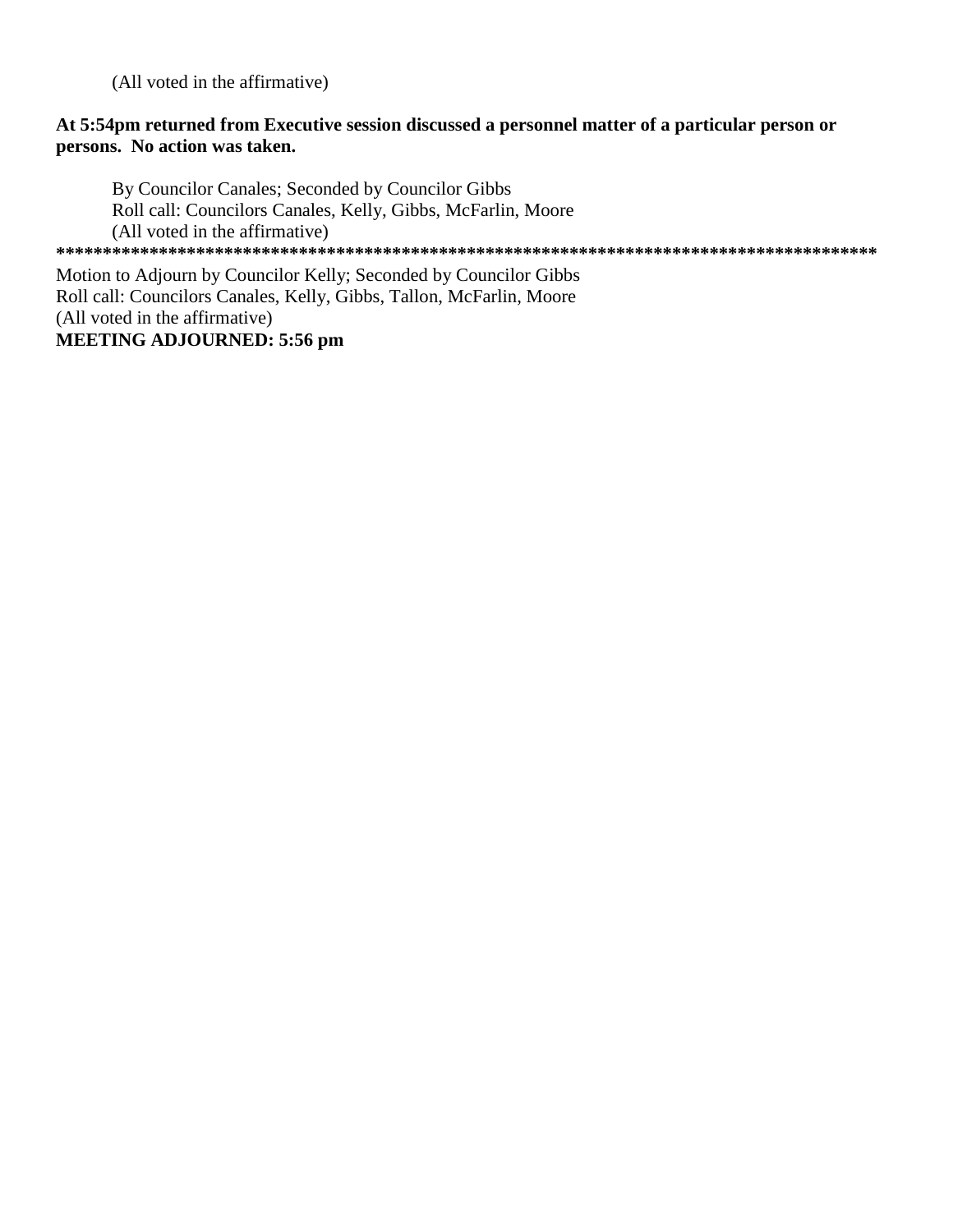(All voted in the affirmative)

**At 5:54pm returned from Executive session discussed a personnel matter of a particular person or persons. No action was taken.**

By Councilor Canales; Seconded by Councilor Gibbs
Roll call: Councilors Canales, Kelly, Gibbs, McFarlin, Moore
(All voted in the affirmative)

**************************************************************************************

Motion to Adjourn by Councilor Kelly; Seconded by Councilor Gibbs
Roll call: Councilors Canales, Kelly, Gibbs, Tallon, McFarlin, Moore
(All voted in the affirmative)
**MEETING ADJOURNED: 5:56 pm**